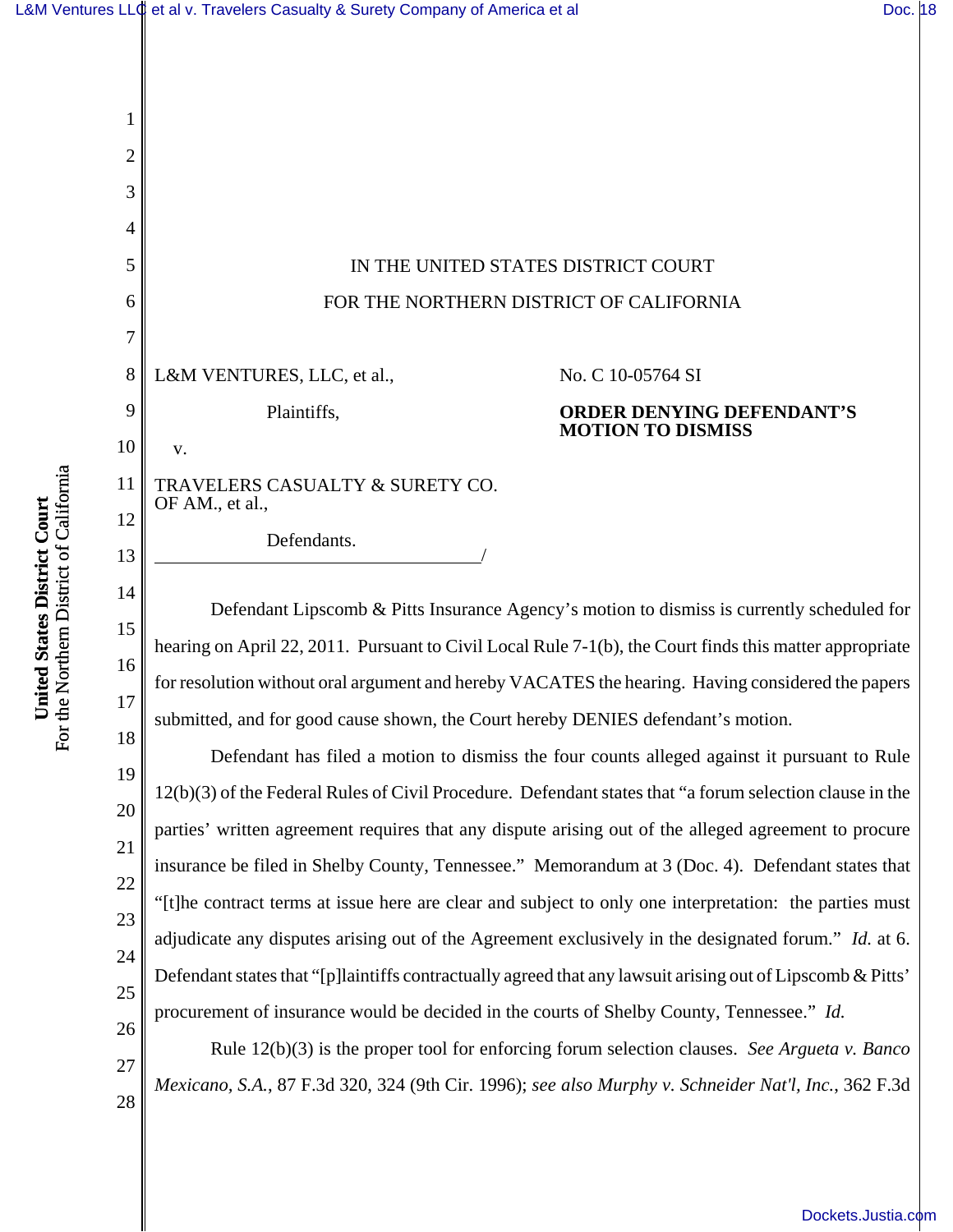IN THE UNITED STATES DISTRICT COURT

FOR THE NORTHERN DISTRICT OF CALIFORNIA

L&M VENTURES, LLC, et al.,

Plaintiffs,

v.

TRAVELERS CASUALTY & SURETY CO. OF AM., et al.,

Defendants.

/

No. C 10-05764 SI

**ORDER DENYING DEFENDANT'S MOTION TO DISMISS**

Defendant Lipscomb & Pitts Insurance Agency's motion to dismiss is currently scheduled for hearing on April 22, 2011. Pursuant to Civil Local Rule 7-1(b), the Court finds this matter appropriate for resolution without oral argument and hereby VACATES the hearing. Having considered the papers submitted, and for good cause shown, the Court hereby DENIES defendant's motion.

Defendant has filed a motion to dismiss the four counts alleged against it pursuant to Rule 12(b)(3) of the Federal Rules of Civil Procedure. Defendant states that "a forum selection clause in the parties' written agreement requires that any dispute arising out of the alleged agreement to procure insurance be filed in Shelby County, Tennessee." Memorandum at 3 (Doc. 4). Defendant states that "[t]he contract terms at issue here are clear and subject to only one interpretation: the parties must adjudicate any disputes arising out of the Agreement exclusively in the designated forum." *Id.* at 6. Defendant states that "[p]laintiffs contractually agreed that any lawsuit arising out of Lipscomb & Pitts' procurement of insurance would be decided in the courts of Shelby County, Tennessee." *Id.*

Rule 12(b)(3) is the proper tool for enforcing forum selection clauses. *See Argueta v. Banco Mexicano, S.A.*, 87 F.3d 320, 324 (9th Cir. 1996); *see also Murphy v. Schneider Nat'l, Inc.*, 362 F.3d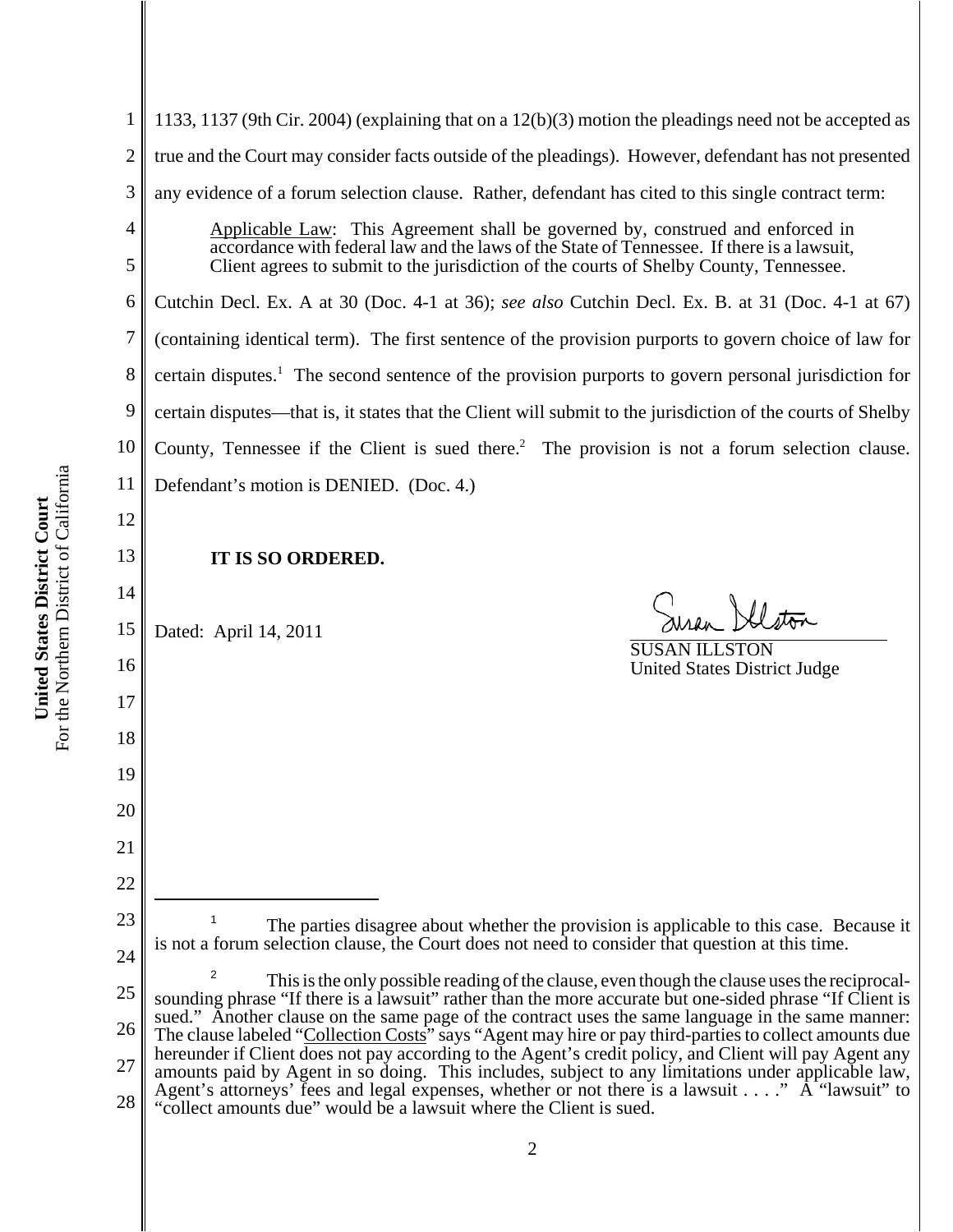1133, 1137 (9th Cir. 2004) (explaining that on a 12(b)(3) motion the pleadings need not be accepted as true and the Court may consider facts outside of the pleadings). However, defendant has not presented any evidence of a forum selection clause. Rather, defendant has cited to this single contract term:

> Applicable Law: This Agreement shall be governed by, construed and enforced in accordance with federal law and the laws of the State of Tennessee. If there is a lawsuit, Client agrees to submit to the jurisdiction of the courts of Shelby County, Tennessee.

Cutchin Decl. Ex. A at 30 (Doc. 4-1 at 36); *see also* Cutchin Decl. Ex. B. at 31 (Doc. 4-1 at 67) (containing identical term). The first sentence of the provision purports to govern choice of law for certain disputes.[1] The second sentence of the provision purports to govern personal jurisdiction for certain disputes—that is, it states that the Client will submit to the jurisdiction of the courts of Shelby County, Tennessee if the Client is sued there.[2] The provision is not a forum selection clause. Defendant's motion is DENIED. (Doc. 4.)

**IT IS SO ORDERED.**

Dated: April 14, 2011

SUSAN ILLSTON
United States District Judge

---

[1] The parties disagree about whether the provision is applicable to this case. Because it is not a forum selection clause, the Court does not need to consider that question at this time.

[2] This is the only possible reading of the clause, even though the clause uses the reciprocal-sounding phrase "If there is a lawsuit" rather than the more accurate but one-sided phrase "If Client is sued." Another clause on the same page of the contract uses the same language in the same manner: The clause labeled "Collection Costs" says "Agent may hire or pay third-parties to collect amounts due hereunder if Client does not pay according to the Agent's credit policy, and Client will pay Agent any amounts paid by Agent in so doing. This includes, subject to any limitations under applicable law, Agent's attorneys' fees and legal expenses, whether or not there is a lawsuit . . . ." A "lawsuit" to "collect amounts due" would be a lawsuit where the Client is sued.